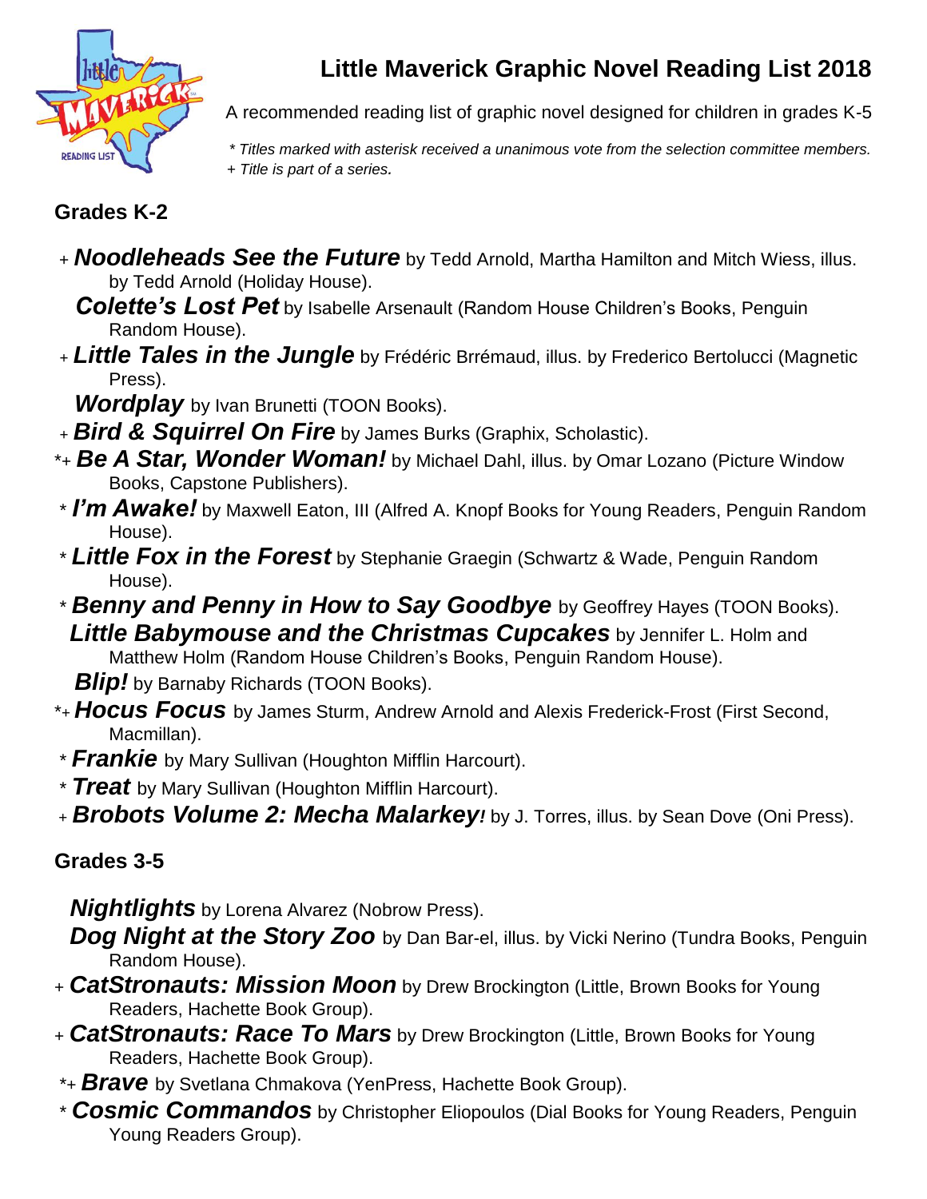# Little Maverick Graphic Novel Reading List 2018

A recommended reading list of graphic novel designed for children in grades K-5

*\* Titles marked with asterisk received a unanimous vote from the selection committee members.*
*+ Title is part of a series.*

## Grades K-2

- + ***Noodleheads See the Future*** by Tedd Arnold, Martha Hamilton and Mitch Wiess, illus. by Tedd Arnold (Holiday House).
- ***Colette's Lost Pet*** by Isabelle Arsenault (Random House Children's Books, Penguin Random House).
- + ***Little Tales in the Jungle*** by Frédéric Brrémaud, illus. by Frederico Bertolucci (Magnetic Press).
- ***Wordplay*** by Ivan Brunetti (TOON Books).
- + ***Bird & Squirrel On Fire*** by James Burks (Graphix, Scholastic).
- *+ ***Be A Star, Wonder Woman!*** by Michael Dahl, illus. by Omar Lozano (Picture Window Books, Capstone Publishers).
- * ***I'm Awake!*** by Maxwell Eaton, III (Alfred A. Knopf Books for Young Readers, Penguin Random House).
- * ***Little Fox in the Forest*** by Stephanie Graegin (Schwartz & Wade, Penguin Random House).
- * ***Benny and Penny in How to Say Goodbye*** by Geoffrey Hayes (TOON Books).
- ***Little Babymouse and the Christmas Cupcakes*** by Jennifer L. Holm and Matthew Holm (Random House Children's Books, Penguin Random House).
- ***Blip!*** by Barnaby Richards (TOON Books).
- *+ ***Hocus Focus*** by James Sturm, Andrew Arnold and Alexis Frederick-Frost (First Second, Macmillan).
- * ***Frankie*** by Mary Sullivan (Houghton Mifflin Harcourt).
- * ***Treat*** by Mary Sullivan (Houghton Mifflin Harcourt).
- + ***Brobots Volume 2: Mecha Malarkey!*** by J. Torres, illus. by Sean Dove (Oni Press).

## Grades 3-5

- ***Nightlights*** by Lorena Alvarez (Nobrow Press).
- ***Dog Night at the Story Zoo*** by Dan Bar-el, illus. by Vicki Nerino (Tundra Books, Penguin Random House).
- + ***CatStronauts: Mission Moon*** by Drew Brockington (Little, Brown Books for Young Readers, Hachette Book Group).
- + ***CatStronauts: Race To Mars*** by Drew Brockington (Little, Brown Books for Young Readers, Hachette Book Group).
- *+ ***Brave*** by Svetlana Chmakova (YenPress, Hachette Book Group).
- * ***Cosmic Commandos*** by Christopher Eliopoulos (Dial Books for Young Readers, Penguin Young Readers Group).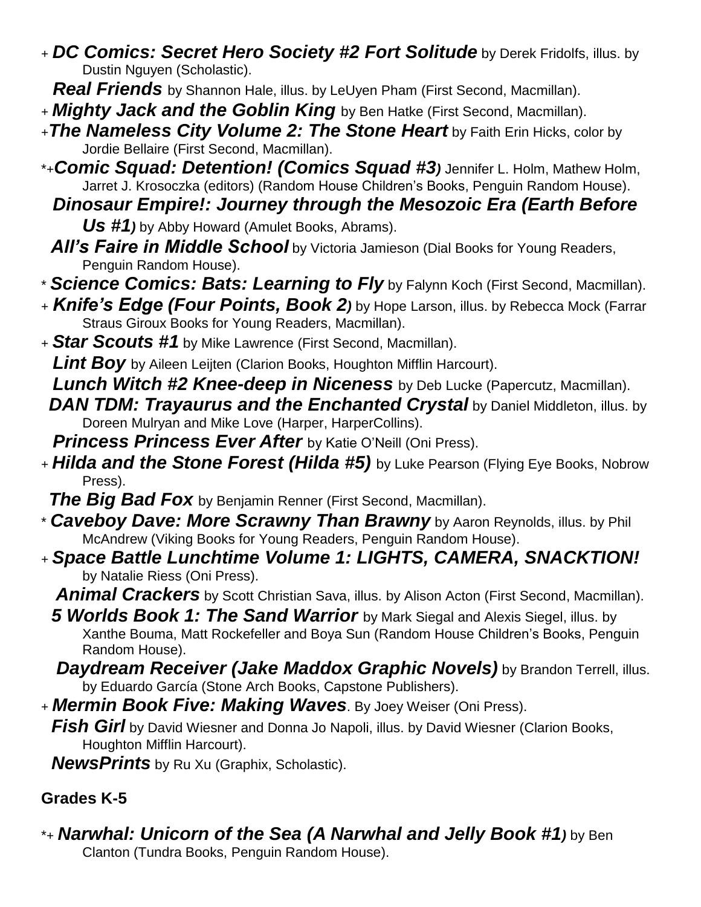+ ***DC Comics: Secret Hero Society #2 Fort Solitude*** by Derek Fridolfs, illus. by Dustin Nguyen (Scholastic).

***Real Friends*** by Shannon Hale, illus. by LeUyen Pham (First Second, Macmillan).

+ ***Mighty Jack and the Goblin King*** by Ben Hatke (First Second, Macmillan).

+***The Nameless City Volume 2: The Stone Heart*** by Faith Erin Hicks, color by Jordie Bellaire (First Second, Macmillan).

*+***Comic Squad: Detention! (Comics Squad #3)*** Jennifer L. Holm, Mathew Holm, Jarret J. Krosoczka (editors) (Random House Children's Books, Penguin Random House).

***Dinosaur Empire!: Journey through the Mesozoic Era (Earth Before Us #1)*** by Abby Howard (Amulet Books, Abrams).

***All's Faire in Middle School*** by Victoria Jamieson (Dial Books for Young Readers, Penguin Random House).

* ***Science Comics: Bats: Learning to Fly*** by Falynn Koch (First Second, Macmillan).

+ ***Knife's Edge (Four Points, Book 2)*** by Hope Larson, illus. by Rebecca Mock (Farrar Straus Giroux Books for Young Readers, Macmillan).

+ ***Star Scouts #1*** by Mike Lawrence (First Second, Macmillan).

***Lint Boy*** by Aileen Leijten (Clarion Books, Houghton Mifflin Harcourt).

***Lunch Witch #2 Knee-deep in Niceness*** by Deb Lucke (Papercutz, Macmillan).

***DAN TDM: Trayaurus and the Enchanted Crystal*** by Daniel Middleton, illus. by Doreen Mulryan and Mike Love (Harper, HarperCollins).

***Princess Princess Ever After*** by Katie O'Neill (Oni Press).

+ ***Hilda and the Stone Forest (Hilda #5)*** by Luke Pearson (Flying Eye Books, Nobrow Press).

***The Big Bad Fox*** by Benjamin Renner (First Second, Macmillan).

* ***Caveboy Dave: More Scrawny Than Brawny*** by Aaron Reynolds, illus. by Phil McAndrew (Viking Books for Young Readers, Penguin Random House).

+ ***Space Battle Lunchtime Volume 1: LIGHTS, CAMERA, SNACKTION!*** by Natalie Riess (Oni Press).

***Animal Crackers*** by Scott Christian Sava, illus. by Alison Acton (First Second, Macmillan).

***5 Worlds Book 1: The Sand Warrior*** by Mark Siegal and Alexis Siegel, illus. by Xanthe Bouma, Matt Rockefeller and Boya Sun (Random House Children's Books, Penguin Random House).

***Daydream Receiver (Jake Maddox Graphic Novels)*** by Brandon Terrell, illus. by Eduardo García (Stone Arch Books, Capstone Publishers).

+ ***Mermin Book Five: Making Waves***. By Joey Weiser (Oni Press).

***Fish Girl*** by David Wiesner and Donna Jo Napoli, illus. by David Wiesner (Clarion Books, Houghton Mifflin Harcourt).

***NewsPrints*** by Ru Xu (Graphix, Scholastic).

**Grades K-5**

*+ ***Narwhal: Unicorn of the Sea (A Narwhal and Jelly Book #1)*** by Ben Clanton (Tundra Books, Penguin Random House).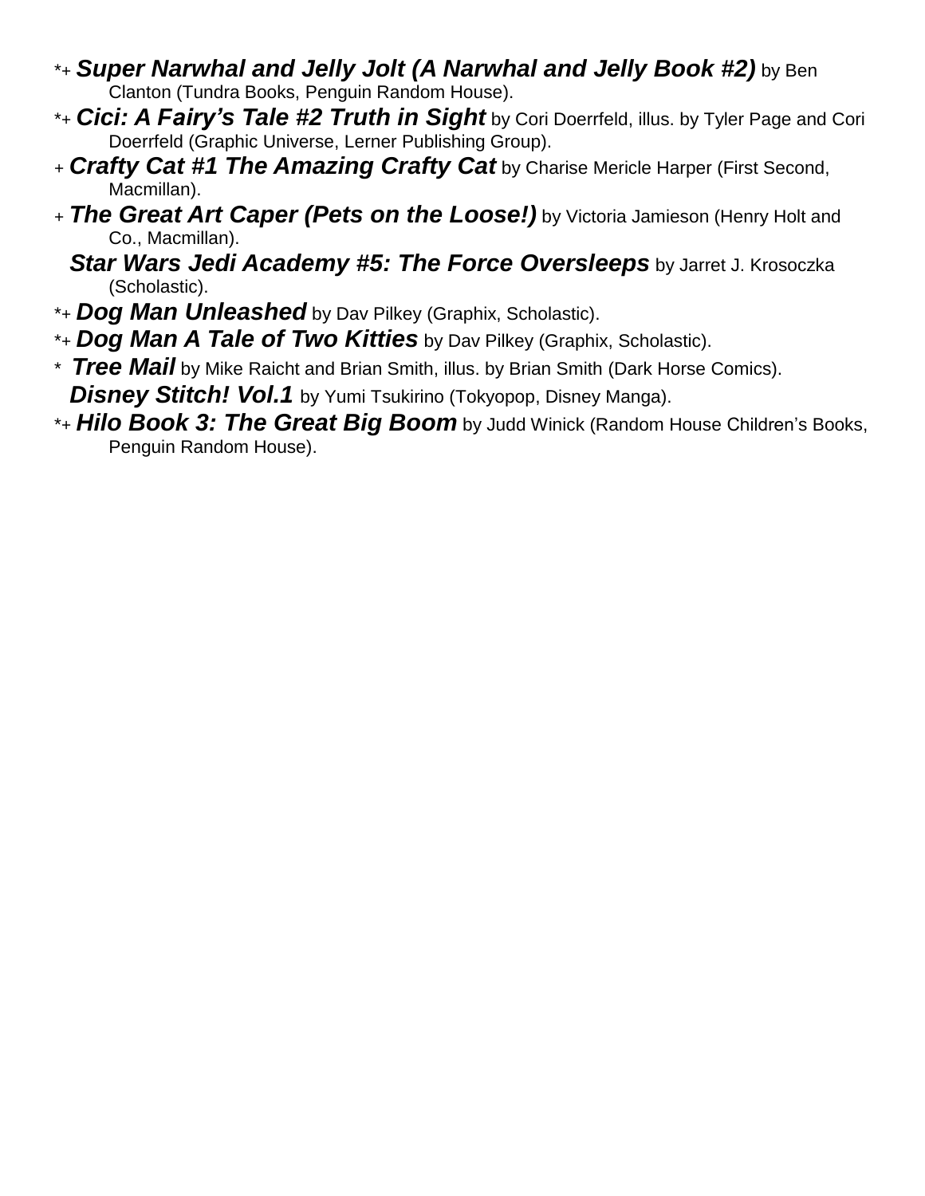*+ ***Super Narwhal and Jelly Jolt (A Narwhal and Jelly Book #2)*** by Ben Clanton (Tundra Books, Penguin Random House).

*+ ***Cici: A Fairy's Tale #2 Truth in Sight*** by Cori Doerrfeld, illus. by Tyler Page and Cori Doerrfeld (Graphic Universe, Lerner Publishing Group).

+ ***Crafty Cat #1 The Amazing Crafty Cat*** by Charise Mericle Harper (First Second, Macmillan).

+ ***The Great Art Caper (Pets on the Loose!)*** by Victoria Jamieson (Henry Holt and Co., Macmillan).

***Star Wars Jedi Academy #5: The Force Oversleeps*** by Jarret J. Krosoczka (Scholastic).

*+ ***Dog Man Unleashed*** by Dav Pilkey (Graphix, Scholastic).

*+ ***Dog Man A Tale of Two Kitties*** by Dav Pilkey (Graphix, Scholastic).

* ***Tree Mail*** by Mike Raicht and Brian Smith, illus. by Brian Smith (Dark Horse Comics).

***Disney Stitch! Vol.1*** by Yumi Tsukirino (Tokyopop, Disney Manga).

*+ ***Hilo Book 3: The Great Big Boom*** by Judd Winick (Random House Children's Books, Penguin Random House).